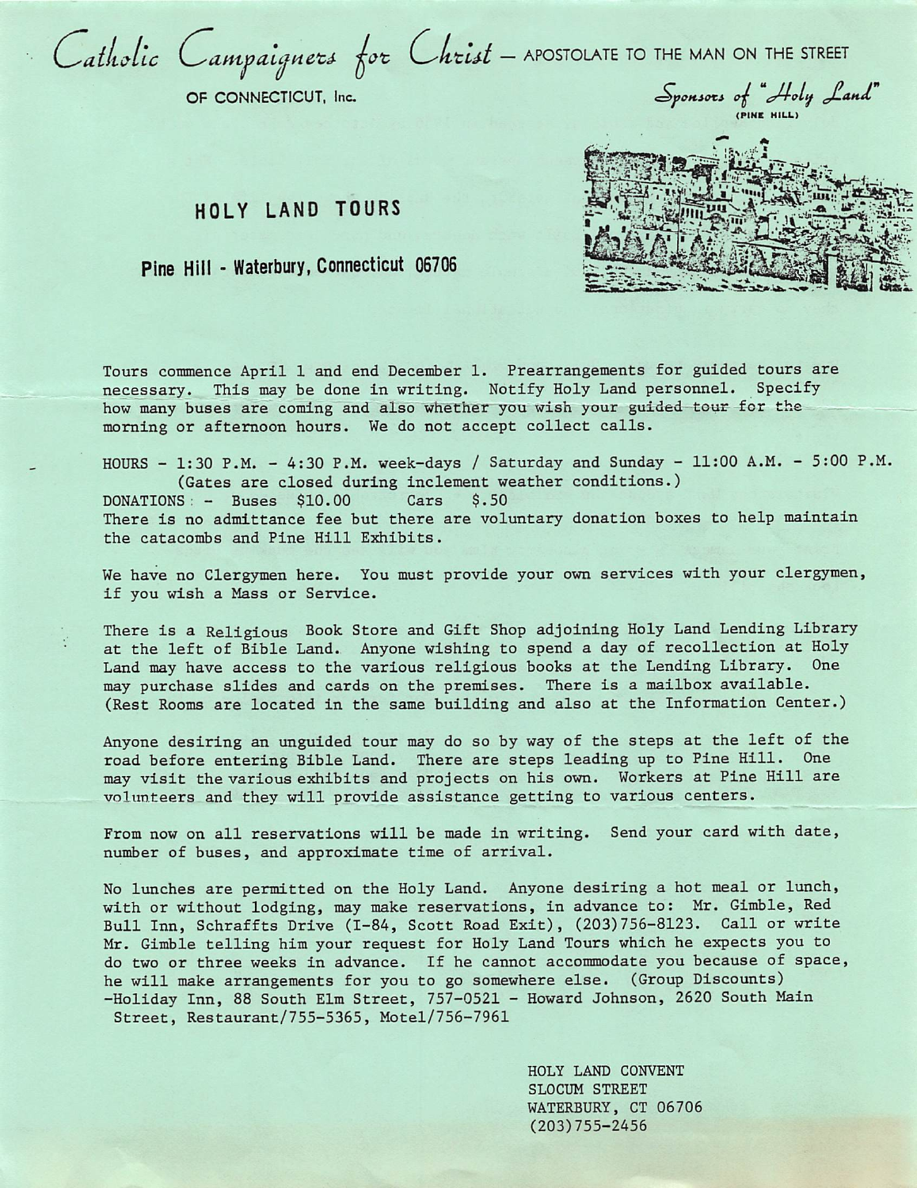Catholic Campaigners for Christ — APOSTOLATE TO THE MAN ON THE STREET

OF CONNECTICUT, Inc.

Sponsors of "Holy Land"
(PINE HILL)

## HOLY LAND TOURS

**Pine Hill - Waterbury, Connecticut 06706**

Tours commence April 1 and end December 1. Prearrangements for guided tours are necessary. This may be done in writing. Notify Holy Land personnel. Specify how many buses are coming and also whether you wish your guided tour for the morning or afternoon hours. We do not accept collect calls.

HOURS - 1:30 P.M. - 4:30 P.M. week-days / Saturday and Sunday - 11:00 A.M. - 5:00 P.M.
(Gates are closed during inclement weather conditions.)
DONATIONS - Buses $10.00 Cars $.50
There is no admittance fee but there are voluntary donation boxes to help maintain the catacombs and Pine Hill Exhibits.

We have no Clergymen here. You must provide your own services with your clergymen, if you wish a Mass or Service.

There is a Religious Book Store and Gift Shop adjoining Holy Land Lending Library at the left of Bible Land. Anyone wishing to spend a day of recollection at Holy Land may have access to the various religious books at the Lending Library. One may purchase slides and cards on the premises. There is a mailbox available. (Rest Rooms are located in the same building and also at the Information Center.)

Anyone desiring an unguided tour may do so by way of the steps at the left of the road before entering Bible Land. There are steps leading up to Pine Hill. One may visit the various exhibits and projects on his own. Workers at Pine Hill are volunteers and they will provide assistance getting to various centers.

From now on all reservations will be made in writing. Send your card with date, number of buses, and approximate time of arrival.

No lunches are permitted on the Holy Land. Anyone desiring a hot meal or lunch, with or without lodging, may make reservations, in advance to: Mr. Gimble, Red Bull Inn, Schraffts Drive (I-84, Scott Road Exit), (203)756-8123. Call or write Mr. Gimble telling him your request for Holy Land Tours which he expects you to do two or three weeks in advance. If he cannot accommodate you because of space, he will make arrangements for you to go somewhere else. (Group Discounts) -Holiday Inn, 88 South Elm Street, 757-0521 - Howard Johnson, 2620 South Main Street, Restaurant/755-5365, Motel/756-7961

HOLY LAND CONVENT
SLOCUM STREET
WATERBURY, CT 06706
(203)755-2456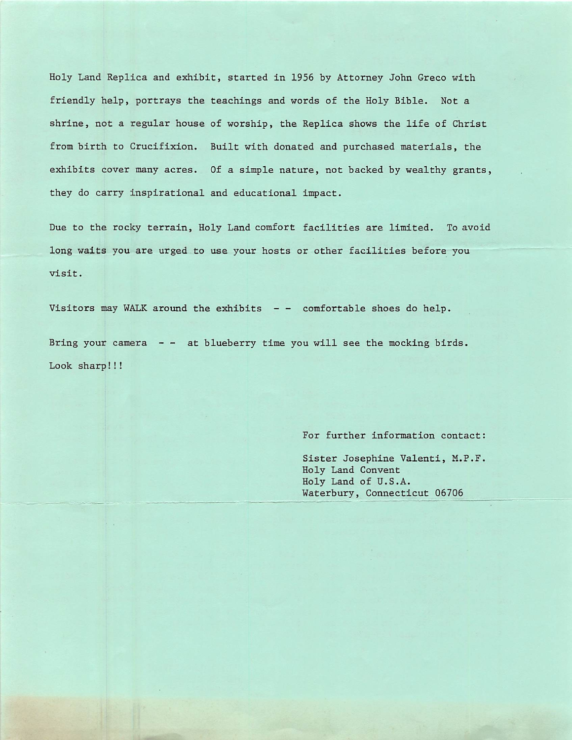Holy Land Replica and exhibit, started in 1956 by Attorney John Greco with friendly help, portrays the teachings and words of the Holy Bible. Not a shrine, not a regular house of worship, the Replica shows the life of Christ from birth to Crucifixion. Built with donated and purchased materials, the exhibits cover many acres. Of a simple nature, not backed by wealthy grants, they do carry inspirational and educational impact.

Due to the rocky terrain, Holy Land comfort facilities are limited. To avoid long waits you are urged to use your hosts or other facilities before you visit.

Visitors may WALK around the exhibits - - comfortable shoes do help.

Bring your camera - - at blueberry time you will see the mocking birds. Look sharp!!!

For further information contact:

Sister Josephine Valenti, M.P.F.  
Holy Land Convent  
Holy Land of U.S.A.  
Waterbury, Connecticut 06706